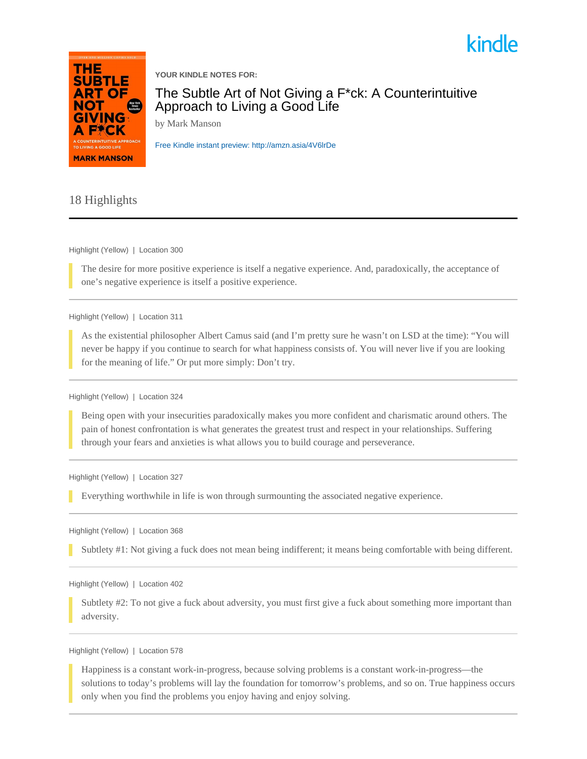kindle

YOUR KINDLE NOTES FOR:

# The Subtle Art of Not Giving a F*ck: A Counterintuitive Approach to Living a Good Life

by Mark Manson

Free Kindle instant preview: http://amzn.asia/4V6lrDe

## 18 Highlights

---

Highlight (Yellow) | Location 300

> The desire for more positive experience is itself a negative experience. And, paradoxically, the acceptance of one's negative experience is itself a positive experience.

---

Highlight (Yellow) | Location 311

> As the existential philosopher Albert Camus said (and I'm pretty sure he wasn't on LSD at the time): "You will never be happy if you continue to search for what happiness consists of. You will never live if you are looking for the meaning of life." Or put more simply: Don't try.

---

Highlight (Yellow) | Location 324

> Being open with your insecurities paradoxically makes you more confident and charismatic around others. The pain of honest confrontation is what generates the greatest trust and respect in your relationships. Suffering through your fears and anxieties is what allows you to build courage and perseverance.

---

Highlight (Yellow) | Location 327

> Everything worthwhile in life is won through surmounting the associated negative experience.

---

Highlight (Yellow) | Location 368

> Subtlety #1: Not giving a fuck does not mean being indifferent; it means being comfortable with being different.

---

Highlight (Yellow) | Location 402

> Subtlety #2: To not give a fuck about adversity, you must first give a fuck about something more important than adversity.

---

Highlight (Yellow) | Location 578

> Happiness is a constant work-in-progress, because solving problems is a constant work-in-progress—the solutions to today's problems will lay the foundation for tomorrow's problems, and so on. True happiness occurs only when you find the problems you enjoy having and enjoy solving.

---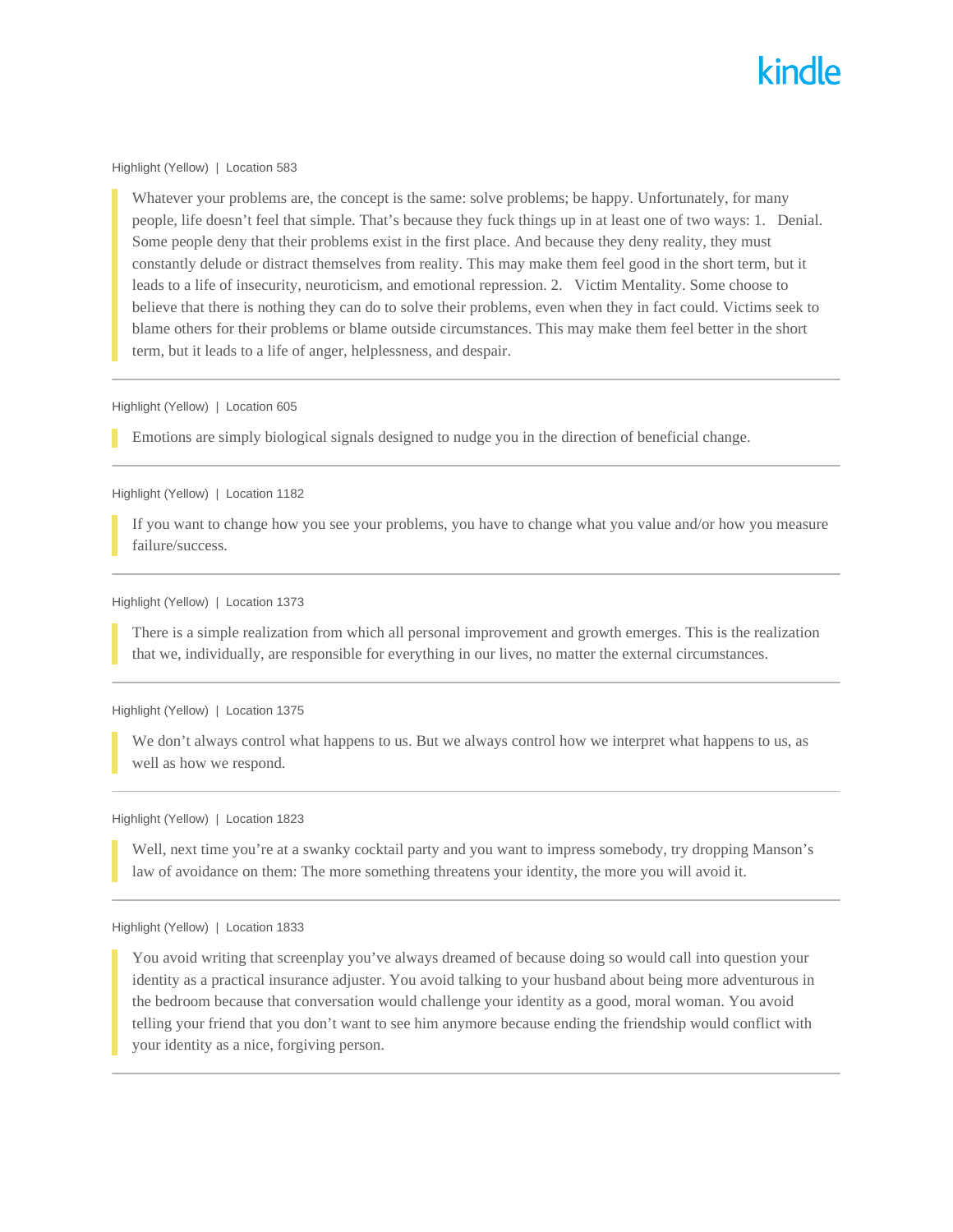Highlight (Yellow) | Location 583

> Whatever your problems are, the concept is the same: solve problems; be happy. Unfortunately, for many people, life doesn't feel that simple. That's because they fuck things up in at least one of two ways: 1. Denial. Some people deny that their problems exist in the first place. And because they deny reality, they must constantly delude or distract themselves from reality. This may make them feel good in the short term, but it leads to a life of insecurity, neuroticism, and emotional repression. 2. Victim Mentality. Some choose to believe that there is nothing they can do to solve their problems, even when they in fact could. Victims seek to blame others for their problems or blame outside circumstances. This may make them feel better in the short term, but it leads to a life of anger, helplessness, and despair.

---

Highlight (Yellow) | Location 605

> Emotions are simply biological signals designed to nudge you in the direction of beneficial change.

---

Highlight (Yellow) | Location 1182

> If you want to change how you see your problems, you have to change what you value and/or how you measure failure/success.

---

Highlight (Yellow) | Location 1373

> There is a simple realization from which all personal improvement and growth emerges. This is the realization that we, individually, are responsible for everything in our lives, no matter the external circumstances.

---

Highlight (Yellow) | Location 1375

> We don't always control what happens to us. But we always control how we interpret what happens to us, as well as how we respond.

---

Highlight (Yellow) | Location 1823

> Well, next time you're at a swanky cocktail party and you want to impress somebody, try dropping Manson's law of avoidance on them: The more something threatens your identity, the more you will avoid it.

---

Highlight (Yellow) | Location 1833

> You avoid writing that screenplay you've always dreamed of because doing so would call into question your identity as a practical insurance adjuster. You avoid talking to your husband about being more adventurous in the bedroom because that conversation would challenge your identity as a good, moral woman. You avoid telling your friend that you don't want to see him anymore because ending the friendship would conflict with your identity as a nice, forgiving person.

---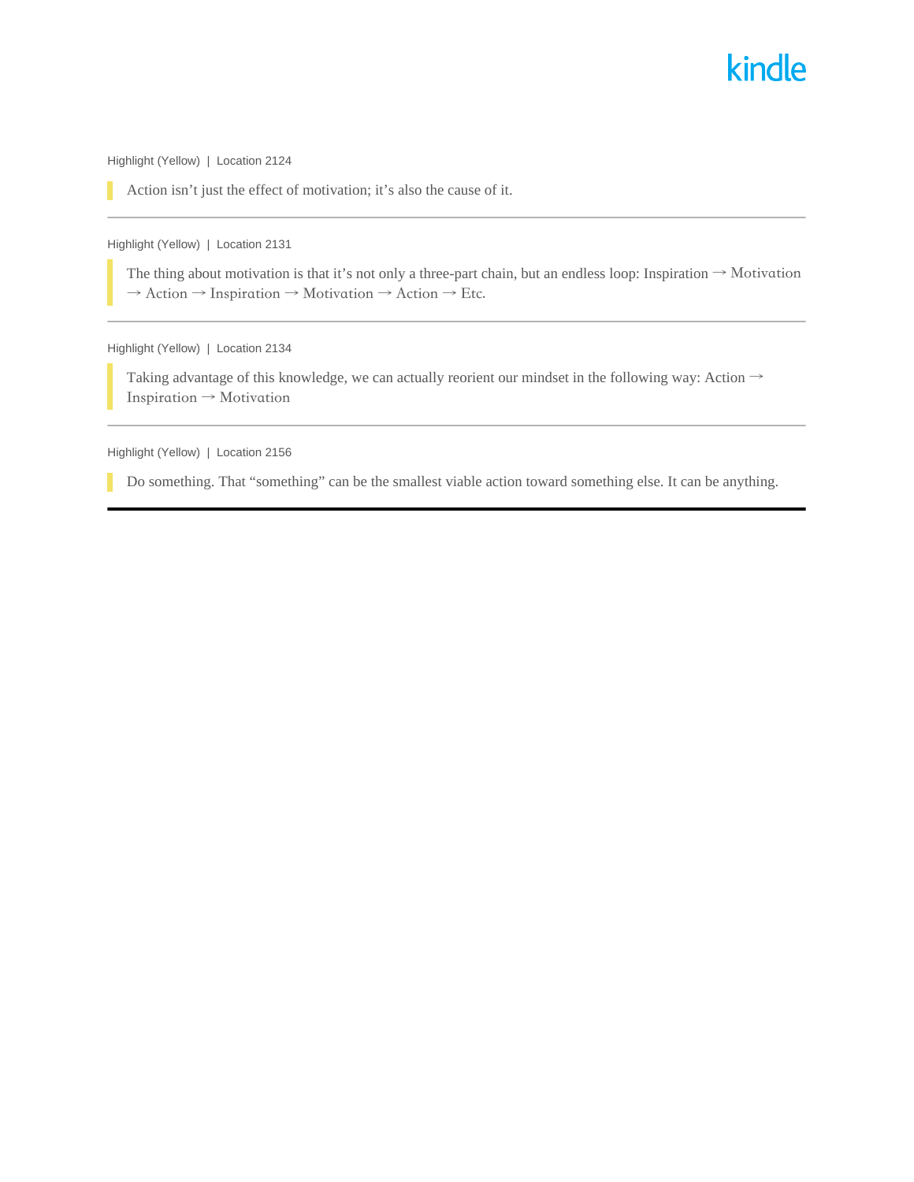Highlight (Yellow) | Location 2124

> Action isn't just the effect of motivation; it's also the cause of it.

---

Highlight (Yellow) | Location 2131

> The thing about motivation is that it's not only a three-part chain, but an endless loop: Inspiration → Motivation → Action → Inspiration → Motivation → Action → Etc.

---

Highlight (Yellow) | Location 2134

> Taking advantage of this knowledge, we can actually reorient our mindset in the following way: Action → Inspiration → Motivation

---

Highlight (Yellow) | Location 2156

> Do something. That "something" can be the smallest viable action toward something else. It can be anything.